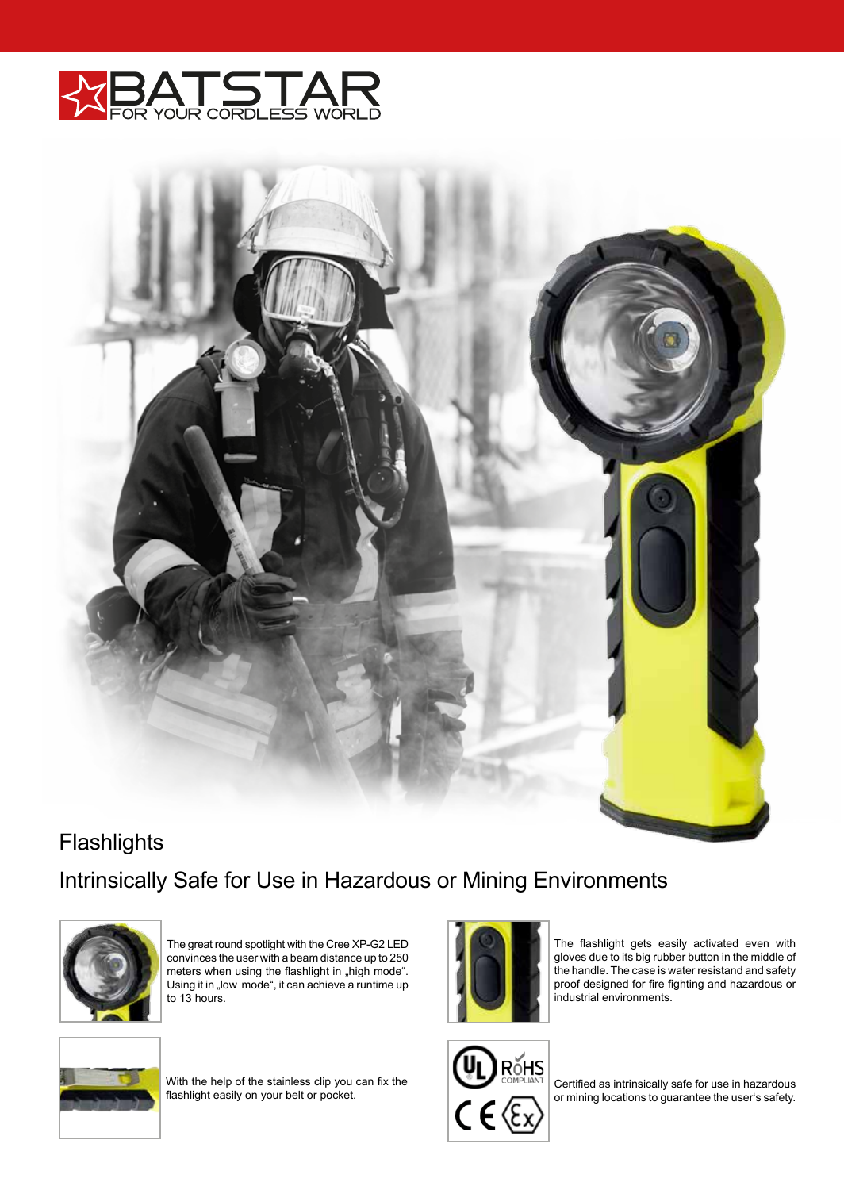# BATSTAR
FOR YOUR CORDLESS WORLD

## Flashlights

## Intrinsically Safe for Use in Hazardous or Mining Environments

The great round spotlight with the Cree XP-G2 LED convinces the user with a beam distance up to 250 meters when using the flashlight in „high mode". Using it in „low mode", it can achieve a runtime up to 13 hours.

The flashlight gets easily activated even with gloves due to its big rubber button in the middle of the handle. The case is water resistand and safety proof designed for fire fighting and hazardous or industrial environments.

With the help of the stainless clip you can fix the flashlight easily on your belt or pocket.

Certified as intrinsically safe for use in hazardous or mining locations to guarantee the user's safety.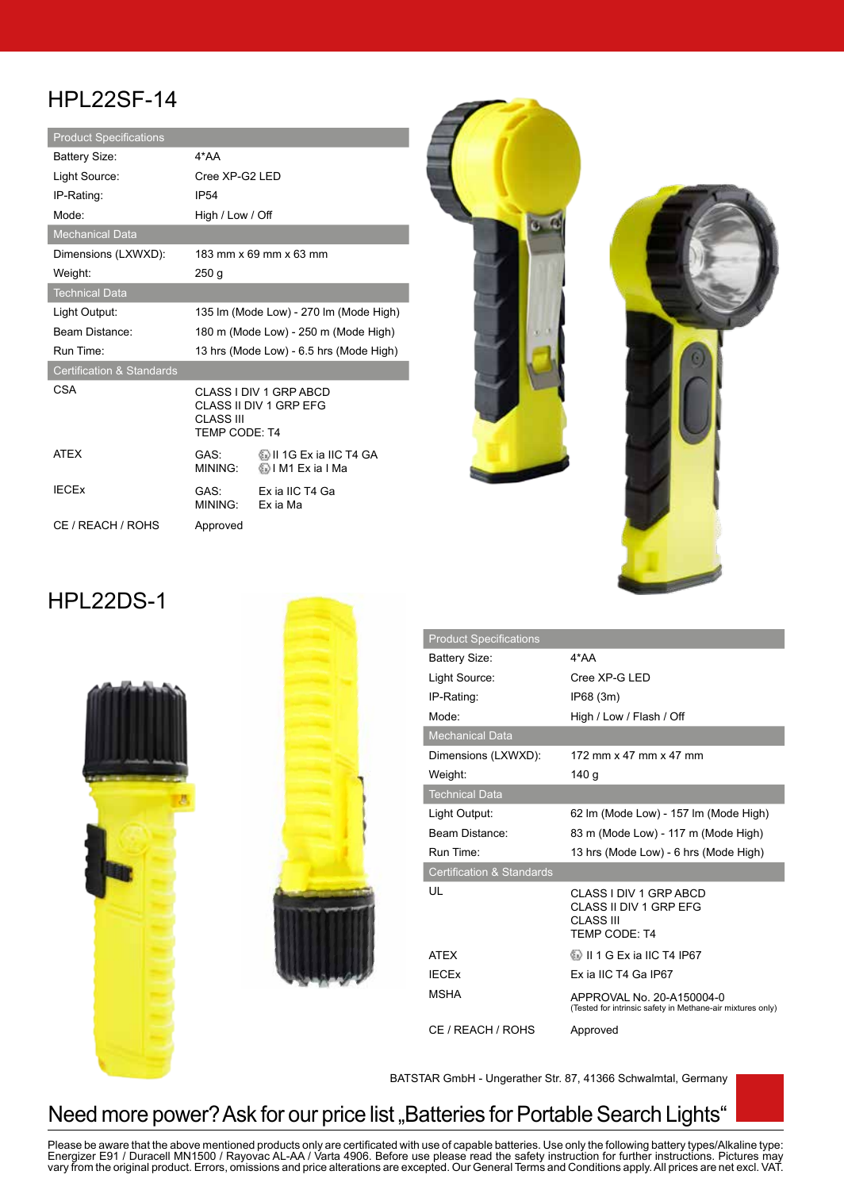## HPL22SF-14

| | |
|---|---|
| **Product Specifications** | |
| Battery Size: | 4*AA |
| Light Source: | Cree XP-G2 LED |
| IP-Rating: | IP54 |
| Mode: | High / Low / Off |
| **Mechanical Data** | |
| Dimensions (LXWXD): | 183 mm x 69 mm x 63 mm |
| Weight: | 250 g |
| **Technical Data** | |
| Light Output: | 135 lm (Mode Low) - 270 lm (Mode High) |
| Beam Distance: | 180 m (Mode Low) - 250 m (Mode High) |
| Run Time: | 13 hrs (Mode Low) - 6.5 hrs (Mode High) |
| **Certification & Standards** | |
| CSA | CLASS I DIV 1 GRP ABCD<br>CLASS II DIV 1 GRP EFG<br>CLASS III<br>TEMP CODE: T4 |
| ATEX | GAS: II 1G Ex ia IIC T4 GA<br>MINING: I M1 Ex ia I Ma |
| IECEx | GAS: Ex ia IIC T4 Ga<br>MINING: Ex ia Ma |
| CE / REACH / ROHS | Approved |

## HPL22DS-1

| | |
|---|---|
| **Product Specifications** | |
| Battery Size: | 4*AA |
| Light Source: | Cree XP-G LED |
| IP-Rating: | IP68 (3m) |
| Mode: | High / Low / Flash / Off |
| **Mechanical Data** | |
| Dimensions (LXWXD): | 172 mm x 47 mm x 47 mm |
| Weight: | 140 g |
| **Technical Data** | |
| Light Output: | 62 lm (Mode Low) - 157 lm (Mode High) |
| Beam Distance: | 83 m (Mode Low) - 117 m (Mode High) |
| Run Time: | 13 hrs (Mode Low) - 6 hrs (Mode High) |
| **Certification & Standards** | |
| UL | CLASS I DIV 1 GRP ABCD<br>CLASS II DIV 1 GRP EFG<br>CLASS III<br>TEMP CODE: T4 |
| ATEX | II 1 G Ex ia IIC T4 IP67 |
| IECEx | Ex ia IIC T4 Ga IP67 |
| MSHA | APPROVAL No. 20-A150004-0<br>(Tested for intrinsic safety in Methane-air mixtures only) |
| CE / REACH / ROHS | Approved |

BATSTAR GmbH - Ungerather Str. 87, 41366 Schwalmtal, Germany

## Need more power? Ask for our price list „Batteries for Portable Search Lights“

Please be aware that the above mentioned products only are certificated with use of capable batteries. Use only the following battery types/Alkaline type: Energizer E91 / Duracell MN1500 / Rayovac AL-AA / Varta 4906. Before use please read the safety instruction for further instructions. Pictures may vary from the original product. Errors, omissions and price alterations are excepted. Our General Terms and Conditions apply. All prices are net excl. VAT.